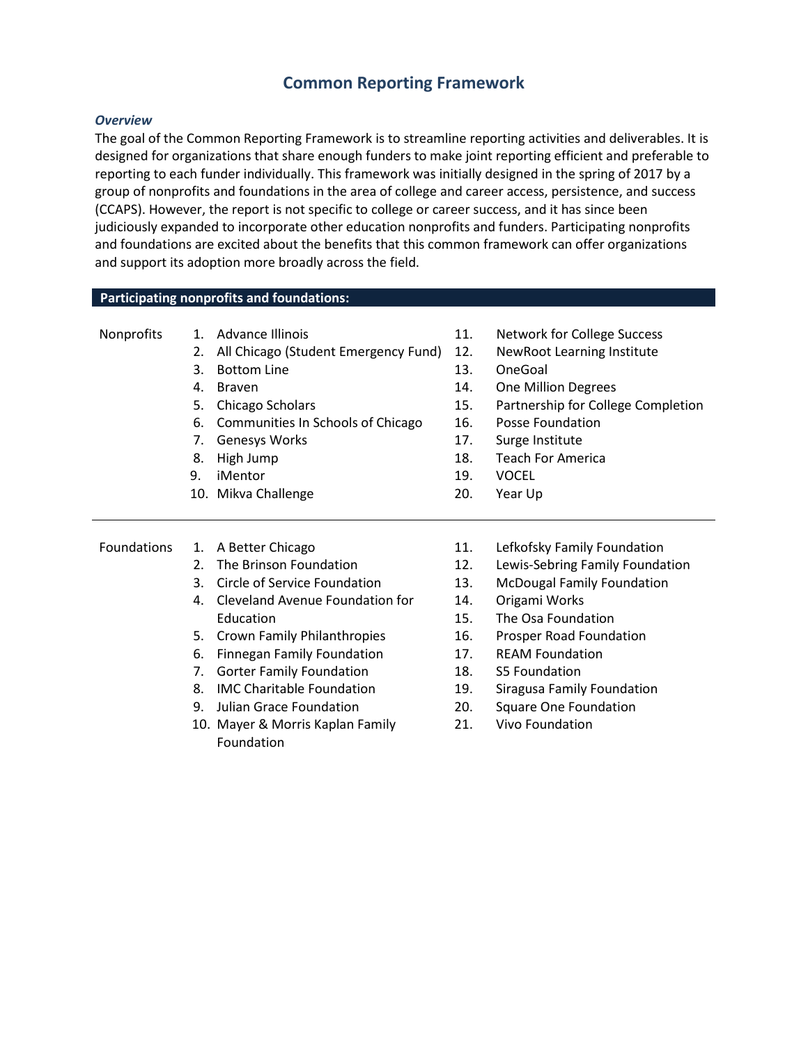# Common Reporting Framework

### *Overview*

The goal of the Common Reporting Framework is to streamline reporting activities and deliverables. It is designed for organizations that share enough funders to make joint reporting efficient and preferable to reporting to each funder individually. This framework was initially designed in the spring of 2017 by a group of nonprofits and foundations in the area of college and career access, persistence, and success (CCAPS). However, the report is not specific to college or career success, and it has since been judiciously expanded to incorporate other education nonprofits and funders. Participating nonprofits and foundations are excited about the benefits that this common framework can offer organizations and support its adoption more broadly across the field.

## Participating nonprofits and foundations:

**Nonprofits**

1. Advance Illinois
2. All Chicago (Student Emergency Fund)
3. Bottom Line
4. Braven
5. Chicago Scholars
6. Communities In Schools of Chicago
7. Genesys Works
8. High Jump
9. iMentor
10. Mikva Challenge
11. Network for College Success
12. NewRoot Learning Institute
13. OneGoal
14. One Million Degrees
15. Partnership for College Completion
16. Posse Foundation
17. Surge Institute
18. Teach For America
19. VOCEL
20. Year Up

**Foundations**

1. A Better Chicago
2. The Brinson Foundation
3. Circle of Service Foundation
4. Cleveland Avenue Foundation for Education
5. Crown Family Philanthropies
6. Finnegan Family Foundation
7. Gorter Family Foundation
8. IMC Charitable Foundation
9. Julian Grace Foundation
10. Mayer & Morris Kaplan Family Foundation
11. Lefkofsky Family Foundation
12. Lewis-Sebring Family Foundation
13. McDougal Family Foundation
14. Origami Works
15. The Osa Foundation
16. Prosper Road Foundation
17. REAM Foundation
18. S5 Foundation
19. Siragusa Family Foundation
20. Square One Foundation
21. Vivo Foundation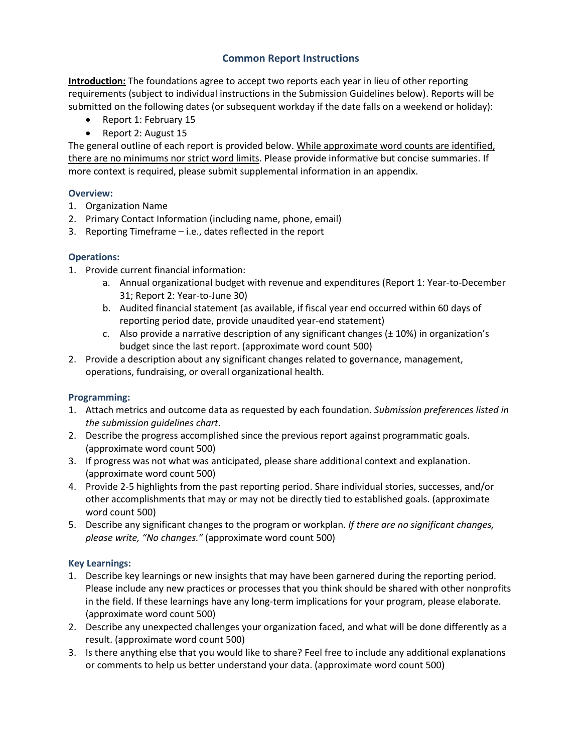## Common Report Instructions

**<u>Introduction:</u>** The foundations agree to accept two reports each year in lieu of other reporting requirements (subject to individual instructions in the Submission Guidelines below). Reports will be submitted on the following dates (or subsequent workday if the date falls on a weekend or holiday):

- Report 1: February 15
- Report 2: August 15

The general outline of each report is provided below. <u>While approximate word counts are identified, there are no minimums nor strict word limits</u>. Please provide informative but concise summaries. If more context is required, please submit supplemental information in an appendix.

### Overview:

1. Organization Name
2. Primary Contact Information (including name, phone, email)
3. Reporting Timeframe – i.e., dates reflected in the report

### Operations:

1. Provide current financial information:
   a. Annual organizational budget with revenue and expenditures (Report 1: Year-to-December 31; Report 2: Year-to-June 30)
   b. Audited financial statement (as available, if fiscal year end occurred within 60 days of reporting period date, provide unaudited year-end statement)
   c. Also provide a narrative description of any significant changes (± 10%) in organization's budget since the last report. (approximate word count 500)
2. Provide a description about any significant changes related to governance, management, operations, fundraising, or overall organizational health.

### Programming:

1. Attach metrics and outcome data as requested by each foundation. *Submission preferences listed in the submission guidelines chart*.
2. Describe the progress accomplished since the previous report against programmatic goals. (approximate word count 500)
3. If progress was not what was anticipated, please share additional context and explanation. (approximate word count 500)
4. Provide 2-5 highlights from the past reporting period. Share individual stories, successes, and/or other accomplishments that may or may not be directly tied to established goals. (approximate word count 500)
5. Describe any significant changes to the program or workplan. *If there are no significant changes, please write, "No changes."* (approximate word count 500)

### Key Learnings:

1. Describe key learnings or new insights that may have been garnered during the reporting period. Please include any new practices or processes that you think should be shared with other nonprofits in the field. If these learnings have any long-term implications for your program, please elaborate. (approximate word count 500)
2. Describe any unexpected challenges your organization faced, and what will be done differently as a result. (approximate word count 500)
3. Is there anything else that you would like to share? Feel free to include any additional explanations or comments to help us better understand your data. (approximate word count 500)